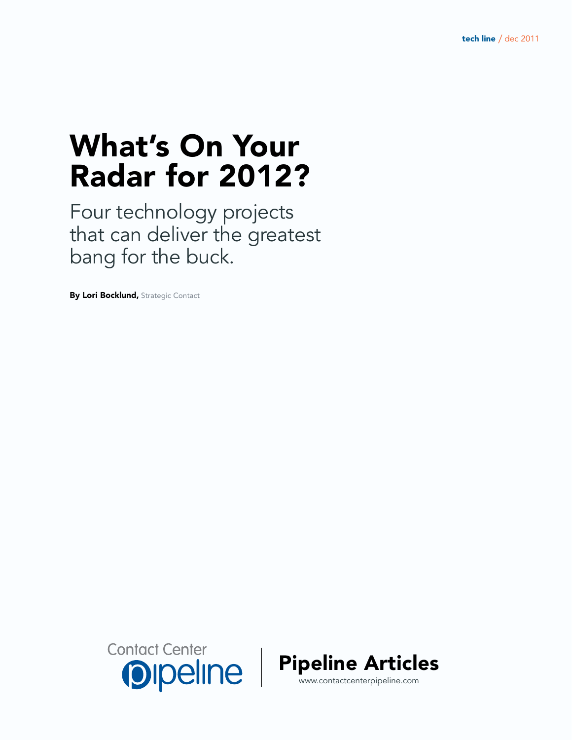tech line / dec 2011

# What's On Your Radar for 2012?

## Four technology projects that can deliver the greatest bang for the buck.

**By Lori Bocklund,** Strategic Contact

Contact Center pipeline | **Pipeline Articles**

www.contactcenterpipeline.com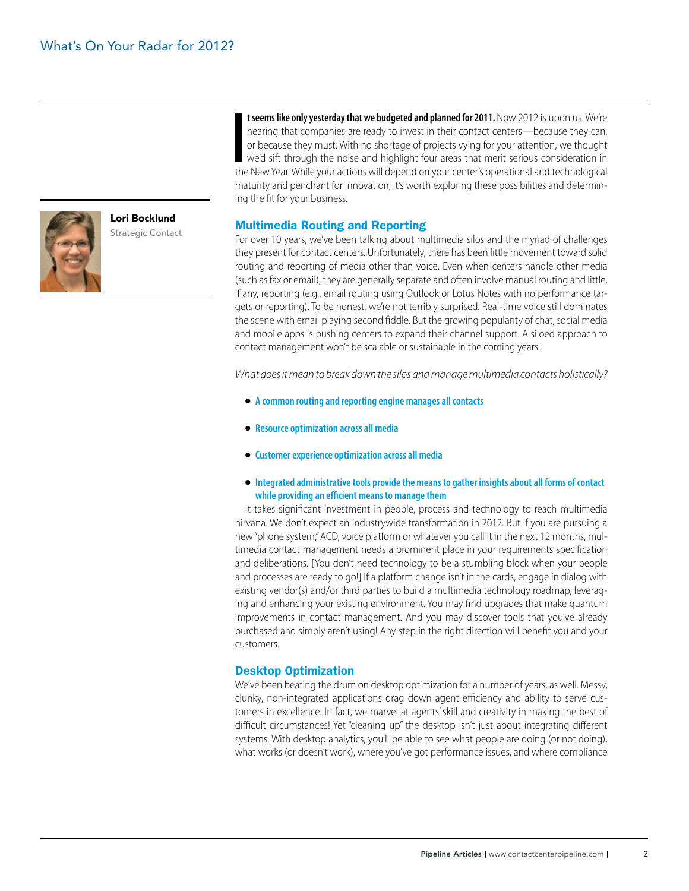# What's On Your Radar for 2012?

**Lori Bocklund**
Strategic Contact

**It seems like only yesterday that we budgeted and planned for 2011.** Now 2012 is upon us. We're hearing that companies are ready to invest in their contact centers—because they can, or because they must. With no shortage of projects vying for your attention, we thought we'd sift through the noise and highlight four areas that merit serious consideration in the New Year. While your actions will depend on your center's operational and technological maturity and penchant for innovation, it's worth exploring these possibilities and determining the fit for your business.

## Multimedia Routing and Reporting

For over 10 years, we've been talking about multimedia silos and the myriad of challenges they present for contact centers. Unfortunately, there has been little movement toward solid routing and reporting of media other than voice. Even when centers handle other media (such as fax or email), they are generally separate and often involve manual routing and little, if any, reporting (e.g., email routing using Outlook or Lotus Notes with no performance targets or reporting). To be honest, we're not terribly surprised. Real-time voice still dominates the scene with email playing second fiddle. But the growing popularity of chat, social media and mobile apps is pushing centers to expand their channel support. A siloed approach to contact management won't be scalable or sustainable in the coming years.

*What does it mean to break down the silos and manage multimedia contacts holistically?*

- **A common routing and reporting engine manages all contacts**
- **Resource optimization across all media**
- **Customer experience optimization across all media**
- **Integrated administrative tools provide the means to gather insights about all forms of contact while providing an efficient means to manage them**

It takes significant investment in people, process and technology to reach multimedia nirvana. We don't expect an industrywide transformation in 2012. But if you are pursuing a new "phone system," ACD, voice platform or whatever you call it in the next 12 months, multimedia contact management needs a prominent place in your requirements specification and deliberations. [You don't need technology to be a stumbling block when your people and processes are ready to go!] If a platform change isn't in the cards, engage in dialog with existing vendor(s) and/or third parties to build a multimedia technology roadmap, leveraging and enhancing your existing environment. You may find upgrades that make quantum improvements in contact management. And you may discover tools that you've already purchased and simply aren't using! Any step in the right direction will benefit you and your customers.

## Desktop Optimization

We've been beating the drum on desktop optimization for a number of years, as well. Messy, clunky, non-integrated applications drag down agent efficiency and ability to serve customers in excellence. In fact, we marvel at agents' skill and creativity in making the best of difficult circumstances! Yet "cleaning up" the desktop isn't just about integrating different systems. With desktop analytics, you'll be able to see what people are doing (or not doing), what works (or doesn't work), where you've got performance issues, and where compliance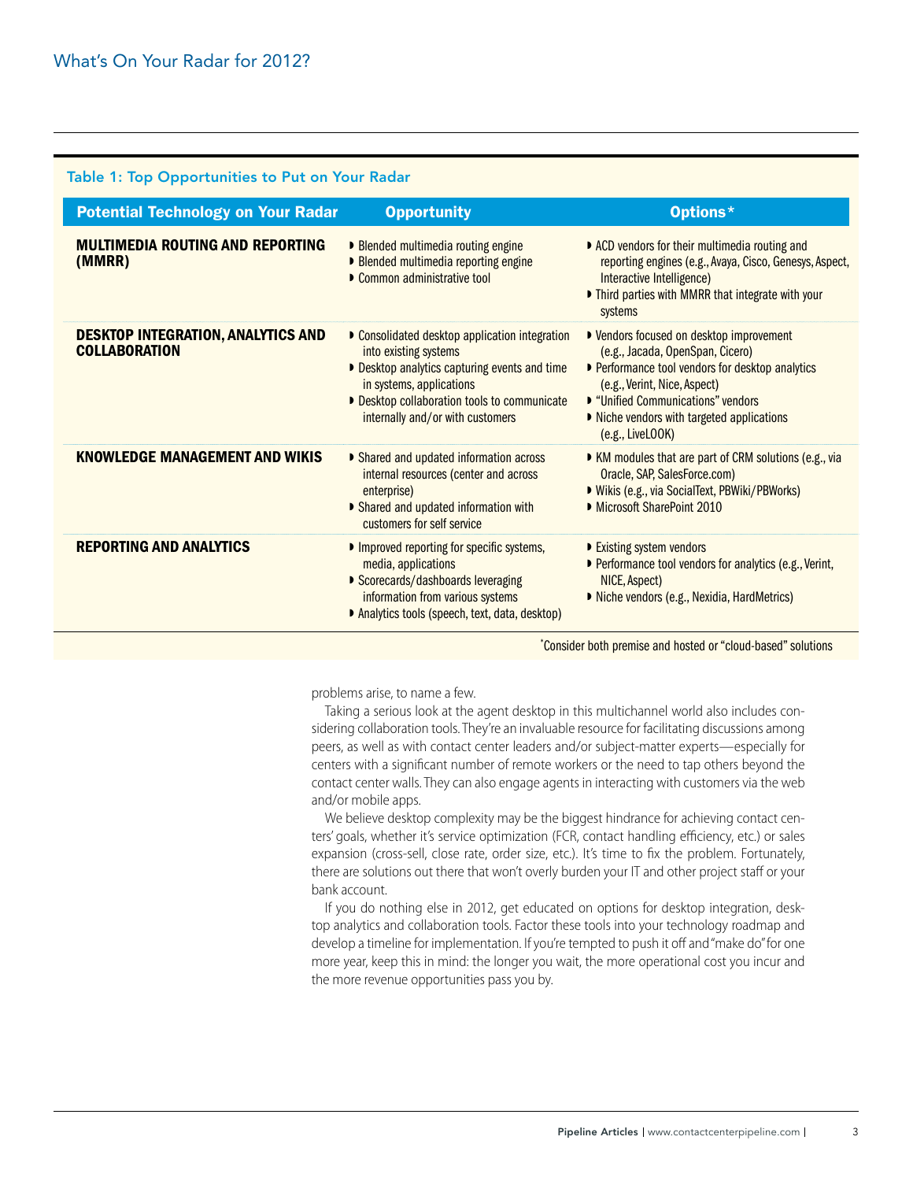**Table 1: Top Opportunities to Put on Your Radar**

| Potential Technology on Your Radar | Opportunity | Options* |
| --- | --- | --- |
| **MULTIMEDIA ROUTING AND REPORTING (MMRR)** | ▸ Blended multimedia routing engine<br>▸ Blended multimedia reporting engine<br>▸ Common administrative tool | ▸ ACD vendors for their multimedia routing and reporting engines (e.g., Avaya, Cisco, Genesys, Aspect, Interactive Intelligence)<br>▸ Third parties with MMRR that integrate with your systems |
| **DESKTOP INTEGRATION, ANALYTICS AND COLLABORATION** | ▸ Consolidated desktop application integration into existing systems<br>▸ Desktop analytics capturing events and time in systems, applications<br>▸ Desktop collaboration tools to communicate internally and/or with customers | ▸ Vendors focused on desktop improvement (e.g., Jacada, OpenSpan, Cicero)<br>▸ Performance tool vendors for desktop analytics (e.g., Verint, Nice, Aspect)<br>▸ "Unified Communications" vendors<br>▸ Niche vendors with targeted applications (e.g., LiveLOOK) |
| **KNOWLEDGE MANAGEMENT AND WIKIS** | ▸ Shared and updated information across internal resources (center and across enterprise)<br>▸ Shared and updated information with customers for self service | ▸ KM modules that are part of CRM solutions (e.g., via Oracle, SAP, SalesForce.com)<br>▸ Wikis (e.g., via SocialText, PBWiki/PBWorks)<br>▸ Microsoft SharePoint 2010 |
| **REPORTING AND ANALYTICS** | ▸ Improved reporting for specific systems, media, applications<br>▸ Scorecards/dashboards leveraging information from various systems<br>▸ Analytics tools (speech, text, data, desktop) | ▸ Existing system vendors<br>▸ Performance tool vendors for analytics (e.g., Verint, NICE, Aspect)<br>▸ Niche vendors (e.g., Nexidia, HardMetrics) |

*Consider both premise and hosted or "cloud-based" solutions

problems arise, to name a few.

Taking a serious look at the agent desktop in this multichannel world also includes considering collaboration tools. They're an invaluable resource for facilitating discussions among peers, as well as with contact center leaders and/or subject-matter experts—especially for centers with a significant number of remote workers or the need to tap others beyond the contact center walls. They can also engage agents in interacting with customers via the web and/or mobile apps.

We believe desktop complexity may be the biggest hindrance for achieving contact centers' goals, whether it's service optimization (FCR, contact handling efficiency, etc.) or sales expansion (cross-sell, close rate, order size, etc.). It's time to fix the problem. Fortunately, there are solutions out there that won't overly burden your IT and other project staff or your bank account.

If you do nothing else in 2012, get educated on options for desktop integration, desktop analytics and collaboration tools. Factor these tools into your technology roadmap and develop a timeline for implementation. If you're tempted to push it off and "make do" for one more year, keep this in mind: the longer you wait, the more operational cost you incur and the more revenue opportunities pass you by.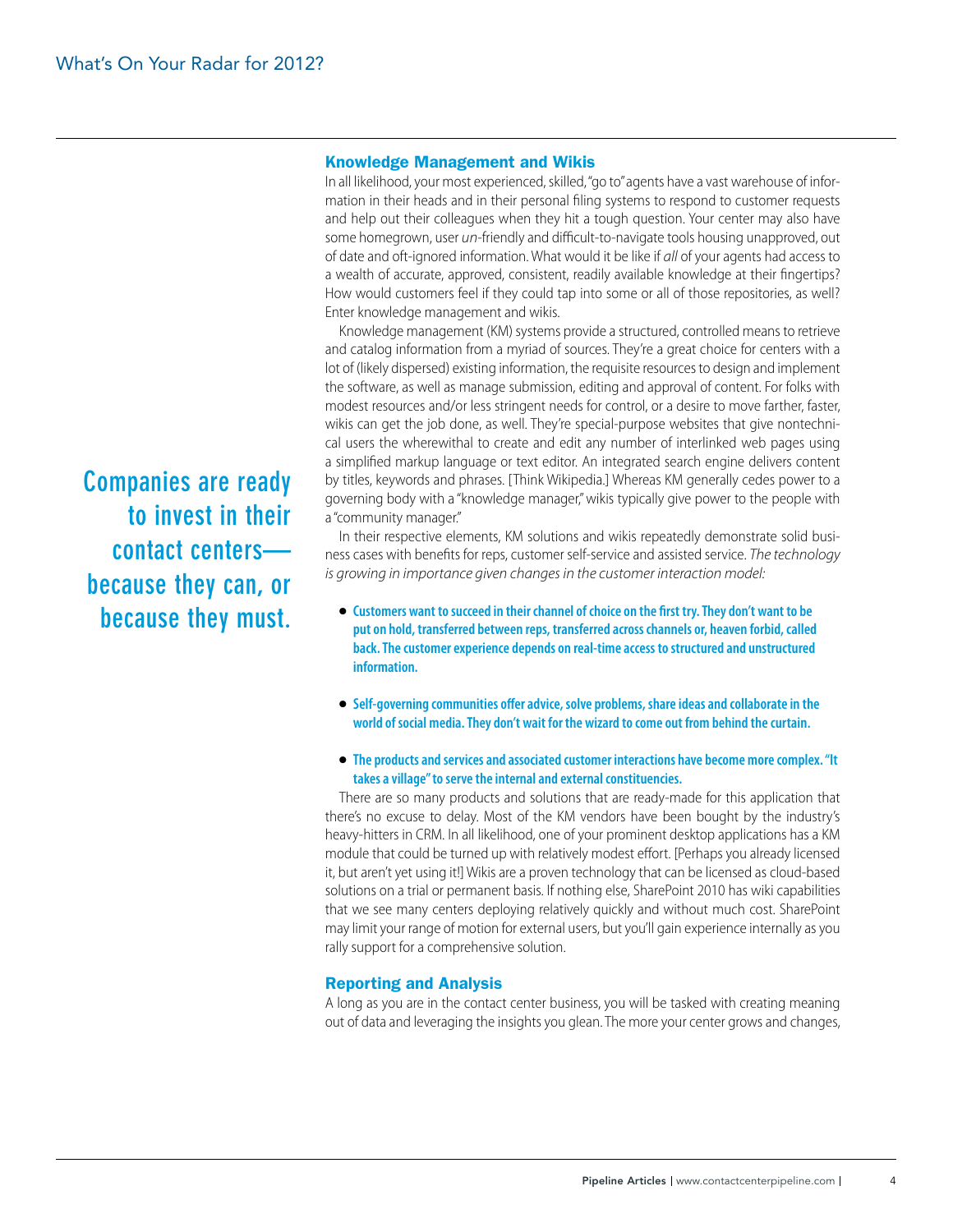## Knowledge Management and Wikis

In all likelihood, your most experienced, skilled, "go to" agents have a vast warehouse of information in their heads and in their personal filing systems to respond to customer requests and help out their colleagues when they hit a tough question. Your center may also have some homegrown, user *un*-friendly and difficult-to-navigate tools housing unapproved, out of date and oft-ignored information. What would it be like if *all* of your agents had access to a wealth of accurate, approved, consistent, readily available knowledge at their fingertips? How would customers feel if they could tap into some or all of those repositories, as well? Enter knowledge management and wikis.

Knowledge management (KM) systems provide a structured, controlled means to retrieve and catalog information from a myriad of sources. They're a great choice for centers with a lot of (likely dispersed) existing information, the requisite resources to design and implement the software, as well as manage submission, editing and approval of content. For folks with modest resources and/or less stringent needs for control, or a desire to move farther, faster, wikis can get the job done, as well. They're special-purpose websites that give nontechnical users the wherewithal to create and edit any number of interlinked web pages using a simplified markup language or text editor. An integrated search engine delivers content by titles, keywords and phrases. [Think Wikipedia.] Whereas KM generally cedes power to a governing body with a "knowledge manager," wikis typically give power to the people with a "community manager."

**Companies are ready to invest in their contact centers—because they can, or because they must.**

In their respective elements, KM solutions and wikis repeatedly demonstrate solid business cases with benefits for reps, customer self-service and assisted service. *The technology is growing in importance given changes in the customer interaction model:*

- **Customers want to succeed in their channel of choice on the first try. They don't want to be put on hold, transferred between reps, transferred across channels or, heaven forbid, called back. The customer experience depends on real-time access to structured and unstructured information.**
- **Self-governing communities offer advice, solve problems, share ideas and collaborate in the world of social media. They don't wait for the wizard to come out from behind the curtain.**
- **The products and services and associated customer interactions have become more complex. "It takes a village" to serve the internal and external constituencies.**

There are so many products and solutions that are ready-made for this application that there's no excuse to delay. Most of the KM vendors have been bought by the industry's heavy-hitters in CRM. In all likelihood, one of your prominent desktop applications has a KM module that could be turned up with relatively modest effort. [Perhaps you already licensed it, but aren't yet using it!] Wikis are a proven technology that can be licensed as cloud-based solutions on a trial or permanent basis. If nothing else, SharePoint 2010 has wiki capabilities that we see many centers deploying relatively quickly and without much cost. SharePoint may limit your range of motion for external users, but you'll gain experience internally as you rally support for a comprehensive solution.

## Reporting and Analysis

A long as you are in the contact center business, you will be tasked with creating meaning out of data and leveraging the insights you glean. The more your center grows and changes,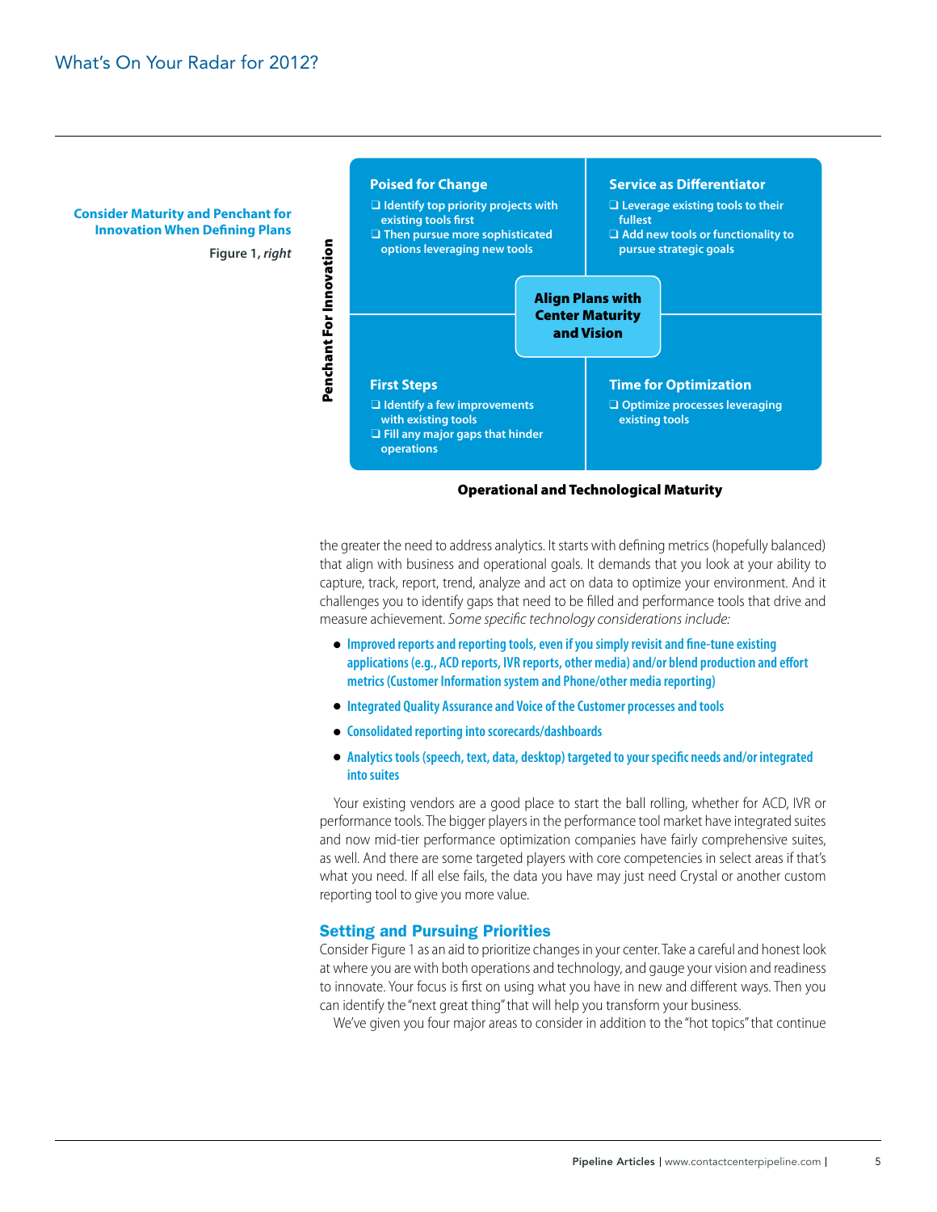**Consider Maturity and Penchant for Innovation When Defining Plans**

Figure 1, *right*

| Penchant For Innovation | | |
|---|---|---|
| | **Poised for Change**<br>❑ Identify top priority projects with existing tools first<br>❑ Then pursue more sophisticated options leveraging new tools | **Service as Differentiator**<br>❑ Leverage existing tools to their fullest<br>❑ Add new tools or functionality to pursue strategic goals |
| | **First Steps**<br>❑ Identify a few improvements with existing tools<br>❑ Fill any major gaps that hinder operations | **Time for Optimization**<br>❑ Optimize processes leveraging existing tools |

**Align Plans with Center Maturity and Vision**

**Operational and Technological Maturity**

the greater the need to address analytics. It starts with defining metrics (hopefully balanced) that align with business and operational goals. It demands that you look at your ability to capture, track, report, trend, analyze and act on data to optimize your environment. And it challenges you to identify gaps that need to be filled and performance tools that drive and measure achievement. *Some specific technology considerations include:*

- **Improved reports and reporting tools, even if you simply revisit and fine-tune existing applications (e.g., ACD reports, IVR reports, other media) and/or blend production and effort metrics (Customer Information system and Phone/other media reporting)**
- **Integrated Quality Assurance and Voice of the Customer processes and tools**
- **Consolidated reporting into scorecards/dashboards**
- **Analytics tools (speech, text, data, desktop) targeted to your specific needs and/or integrated into suites**

Your existing vendors are a good place to start the ball rolling, whether for ACD, IVR or performance tools. The bigger players in the performance tool market have integrated suites and now mid-tier performance optimization companies have fairly comprehensive suites, as well. And there are some targeted players with core competencies in select areas if that's what you need. If all else fails, the data you have may just need Crystal or another custom reporting tool to give you more value.

## Setting and Pursuing Priorities

Consider Figure 1 as an aid to prioritize changes in your center. Take a careful and honest look at where you are with both operations and technology, and gauge your vision and readiness to innovate. Your focus is first on using what you have in new and different ways. Then you can identify the "next great thing" that will help you transform your business.

We've given you four major areas to consider in addition to the "hot topics" that continue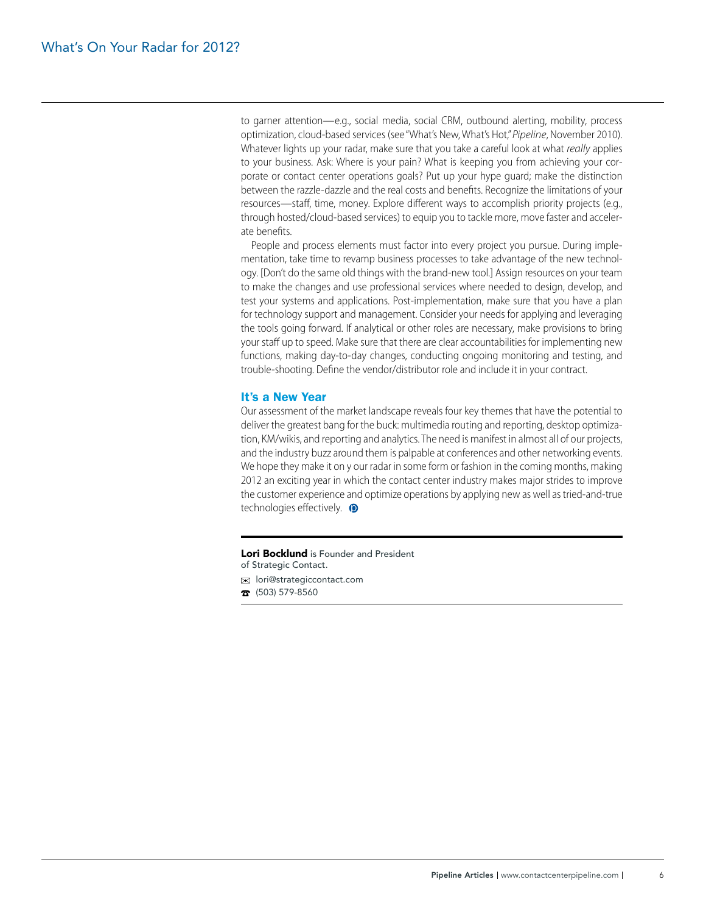to garner attention—e.g., social media, social CRM, outbound alerting, mobility, process optimization, cloud-based services (see "What's New, What's Hot," *Pipeline*, November 2010). Whatever lights up your radar, make sure that you take a careful look at what *really* applies to your business. Ask: Where is your pain? What is keeping you from achieving your corporate or contact center operations goals? Put up your hype guard; make the distinction between the razzle-dazzle and the real costs and benefits. Recognize the limitations of your resources—staff, time, money. Explore different ways to accomplish priority projects (e.g., through hosted/cloud-based services) to equip you to tackle more, move faster and accelerate benefits.

People and process elements must factor into every project you pursue. During implementation, take time to revamp business processes to take advantage of the new technology. [Don't do the same old things with the brand-new tool.] Assign resources on your team to make the changes and use professional services where needed to design, develop, and test your systems and applications. Post-implementation, make sure that you have a plan for technology support and management. Consider your needs for applying and leveraging the tools going forward. If analytical or other roles are necessary, make provisions to bring your staff up to speed. Make sure that there are clear accountabilities for implementing new functions, making day-to-day changes, conducting ongoing monitoring and testing, and trouble-shooting. Define the vendor/distributor role and include it in your contract.

## It's a New Year

Our assessment of the market landscape reveals four key themes that have the potential to deliver the greatest bang for the buck: multimedia routing and reporting, desktop optimization, KM/wikis, and reporting and analytics. The need is manifest in almost all of our projects, and the industry buzz around them is palpable at conferences and other networking events. We hope they make it on y our radar in some form or fashion in the coming months, making 2012 an exciting year in which the contact center industry makes major strides to improve the customer experience and optimize operations by applying new as well as tried-and-true technologies effectively.

---

**Lori Bocklund** is Founder and President of Strategic Contact.

lori@strategiccontact.com

(503) 579-8560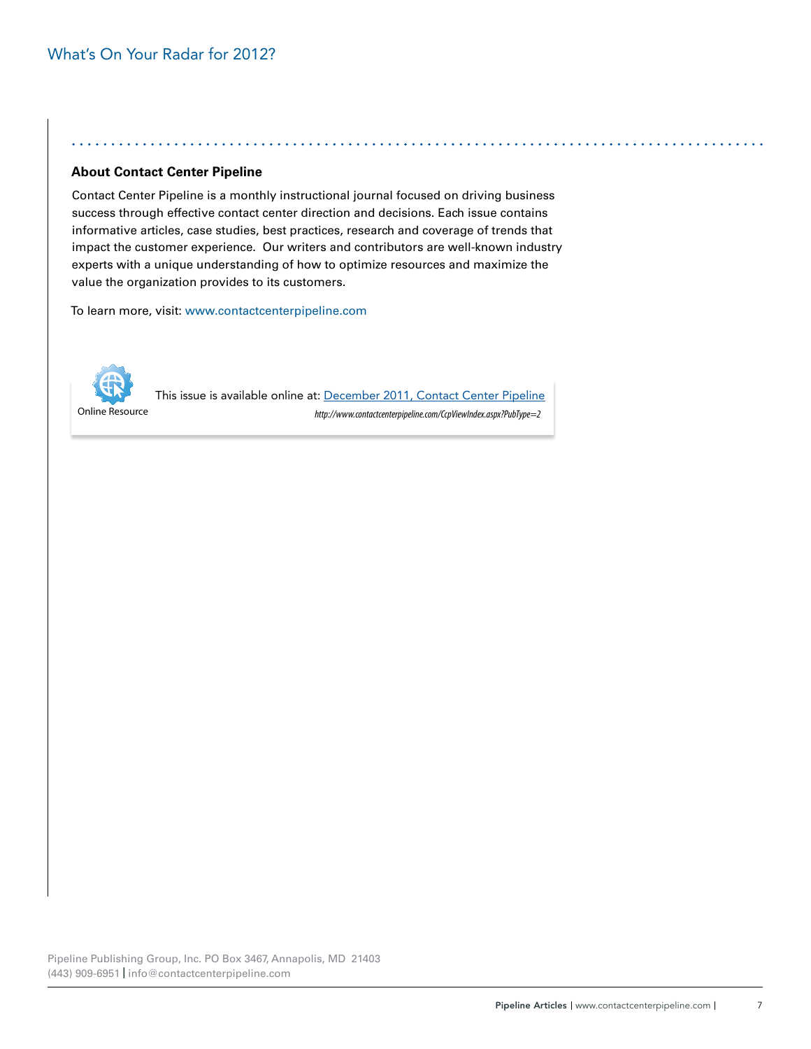### About Contact Center Pipeline

Contact Center Pipeline is a monthly instructional journal focused on driving business success through effective contact center direction and decisions. Each issue contains informative articles, case studies, best practices, research and coverage of trends that impact the customer experience. Our writers and contributors are well-known industry experts with a unique understanding of how to optimize resources and maximize the value the organization provides to its customers.

To learn more, visit: www.contactcenterpipeline.com

Online Resource

This issue is available online at: [December 2011, Contact Center Pipeline](http://www.contactcenterpipeline.com/CcpViewIndex.aspx?PubType=2)

*http://www.contactcenterpipeline.com/CcpViewIndex.aspx?PubType=2*

Pipeline Publishing Group, Inc. PO Box 3467, Annapolis, MD 21403
(443) 909-6951 | info@contactcenterpipeline.com